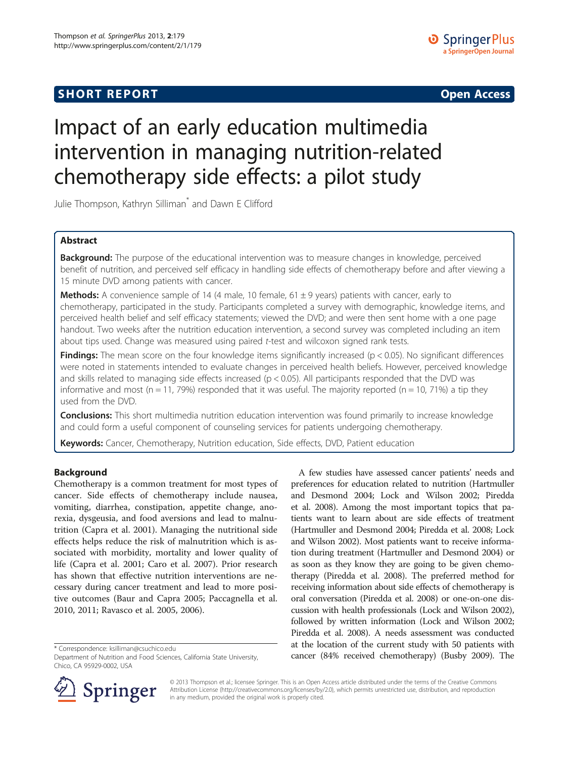**SHORT REPORT** **Open Access**

# Impact of an early education multimedia intervention in managing nutrition-related chemotherapy side effects: a pilot study

Julie Thompson, Kathryn Silliman* and Dawn E Clifford

## Abstract

**Background:** The purpose of the educational intervention was to measure changes in knowledge, perceived benefit of nutrition, and perceived self efficacy in handling side effects of chemotherapy before and after viewing a 15 minute DVD among patients with cancer.

**Methods:** A convenience sample of 14 (4 male, 10 female, 61 ± 9 years) patients with cancer, early to chemotherapy, participated in the study. Participants completed a survey with demographic, knowledge items, and perceived health belief and self efficacy statements; viewed the DVD; and were then sent home with a one page handout. Two weeks after the nutrition education intervention, a second survey was completed including an item about tips used. Change was measured using paired *t*-test and wilcoxon signed rank tests.

**Findings:** The mean score on the four knowledge items significantly increased ($p < 0.05$). No significant differences were noted in statements intended to evaluate changes in perceived health beliefs. However, perceived knowledge and skills related to managing side effects increased ($p < 0.05$). All participants responded that the DVD was informative and most ($n = 11$, 79%) responded that it was useful. The majority reported ($n = 10$, 71%) a tip they used from the DVD.

**Conclusions:** This short multimedia nutrition education intervention was found primarily to increase knowledge and could form a useful component of counseling services for patients undergoing chemotherapy.

**Keywords:** Cancer, Chemotherapy, Nutrition education, Side effects, DVD, Patient education

## Background

Chemotherapy is a common treatment for most types of cancer. Side effects of chemotherapy include nausea, vomiting, diarrhea, constipation, appetite change, anorexia, dysgeusia, and food aversions and lead to malnutrition (Capra et al. 2001). Managing the nutritional side effects helps reduce the risk of malnutrition which is associated with morbidity, mortality and lower quality of life (Capra et al. 2001; Caro et al. 2007). Prior research has shown that effective nutrition interventions are necessary during cancer treatment and lead to more positive outcomes (Baur and Capra 2005; Paccagnella et al. 2010, 2011; Ravasco et al. 2005, 2006).

A few studies have assessed cancer patients' needs and preferences for education related to nutrition (Hartmuller and Desmond 2004; Lock and Wilson 2002; Piredda et al. 2008). Among the most important topics that patients want to learn about are side effects of treatment (Hartmuller and Desmond 2004; Piredda et al. 2008; Lock and Wilson 2002). Most patients want to receive information during treatment (Hartmuller and Desmond 2004) or as soon as they know they are going to be given chemotherapy (Piredda et al. 2008). The preferred method for receiving information about side effects of chemotherapy is oral conversation (Piredda et al. 2008) or one-on-one discussion with health professionals (Lock and Wilson 2002), followed by written information (Lock and Wilson 2002; Piredda et al. 2008). A needs assessment was conducted at the location of the current study with 50 patients with cancer (84% received chemotherapy) (Busby 2009). The

\* Correspondence: ksilliman@csuchico.edu
Department of Nutrition and Food Sciences, California State University, Chico, CA 95929-0002, USA

© 2013 Thompson et al.; licensee Springer. This is an Open Access article distributed under the terms of the Creative Commons Attribution License (http://creativecommons.org/licenses/by/2.0), which permits unrestricted use, distribution, and reproduction in any medium, provided the original work is properly cited.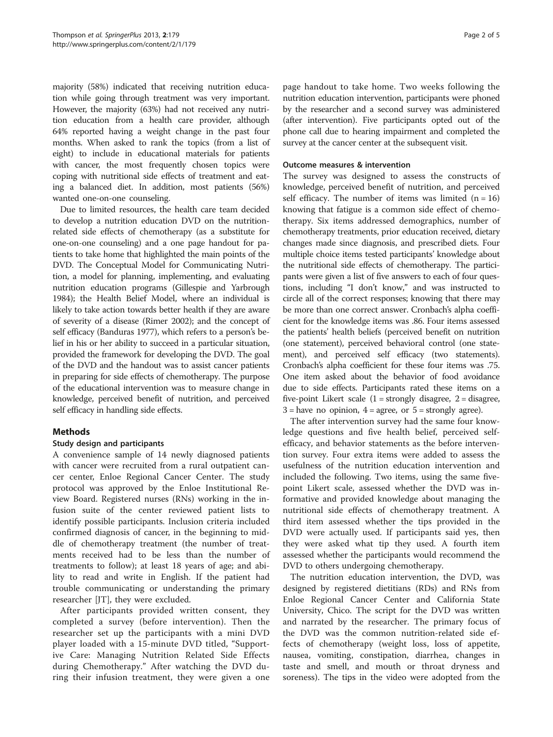majority (58%) indicated that receiving nutrition education while going through treatment was very important. However, the majority (63%) had not received any nutrition education from a health care provider, although 64% reported having a weight change in the past four months. When asked to rank the topics (from a list of eight) to include in educational materials for patients with cancer, the most frequently chosen topics were coping with nutritional side effects of treatment and eating a balanced diet. In addition, most patients (56%) wanted one-on-one counseling.

Due to limited resources, the health care team decided to develop a nutrition education DVD on the nutrition-related side effects of chemotherapy (as a substitute for one-on-one counseling) and a one page handout for patients to take home that highlighted the main points of the DVD. The Conceptual Model for Communicating Nutrition, a model for planning, implementing, and evaluating nutrition education programs (Gillespie and Yarbrough 1984); the Health Belief Model, where an individual is likely to take action towards better health if they are aware of severity of a disease (Rimer 2002); and the concept of self efficacy (Banduras 1977), which refers to a person's belief in his or her ability to succeed in a particular situation, provided the framework for developing the DVD. The goal of the DVD and the handout was to assist cancer patients in preparing for side effects of chemotherapy. The purpose of the educational intervention was to measure change in knowledge, perceived benefit of nutrition, and perceived self efficacy in handling side effects.

## Methods

### Study design and participants

A convenience sample of 14 newly diagnosed patients with cancer were recruited from a rural outpatient cancer center, Enloe Regional Cancer Center. The study protocol was approved by the Enloe Institutional Review Board. Registered nurses (RNs) working in the infusion suite of the center reviewed patient lists to identify possible participants. Inclusion criteria included confirmed diagnosis of cancer, in the beginning to middle of chemotherapy treatment (the number of treatments received had to be less than the number of treatments to follow); at least 18 years of age; and ability to read and write in English. If the patient had trouble communicating or understanding the primary researcher [JT], they were excluded.

After participants provided written consent, they completed a survey (before intervention). Then the researcher set up the participants with a mini DVD player loaded with a 15-minute DVD titled, "Supportive Care: Managing Nutrition Related Side Effects during Chemotherapy." After watching the DVD during their infusion treatment, they were given a one page handout to take home. Two weeks following the nutrition education intervention, participants were phoned by the researcher and a second survey was administered (after intervention). Five participants opted out of the phone call due to hearing impairment and completed the survey at the cancer center at the subsequent visit.

### Outcome measures & intervention

The survey was designed to assess the constructs of knowledge, perceived benefit of nutrition, and perceived self efficacy. The number of items was limited ($n = 16$) knowing that fatigue is a common side effect of chemotherapy. Six items addressed demographics, number of chemotherapy treatments, prior education received, dietary changes made since diagnosis, and prescribed diets. Four multiple choice items tested participants' knowledge about the nutritional side effects of chemotherapy. The participants were given a list of five answers to each of four questions, including "I don't know," and was instructed to circle all of the correct responses; knowing that there may be more than one correct answer. Cronbach's alpha coefficient for the knowledge items was .86. Four items assessed the patients' health beliefs (perceived benefit on nutrition (one statement), perceived behavioral control (one statement), and perceived self efficacy (two statements). Cronbach's alpha coefficient for these four items was .75. One item asked about the behavior of food avoidance due to side effects. Participants rated these items on a five-point Likert scale (1 = strongly disagree, 2 = disagree, 3 = have no opinion, 4 = agree, or 5 = strongly agree).

The after intervention survey had the same four knowledge questions and five health belief, perceived self-efficacy, and behavior statements as the before intervention survey. Four extra items were added to assess the usefulness of the nutrition education intervention and included the following. Two items, using the same five-point Likert scale, assessed whether the DVD was informative and provided knowledge about managing the nutritional side effects of chemotherapy treatment. A third item assessed whether the tips provided in the DVD were actually used. If participants said yes, then they were asked what tip they used. A fourth item assessed whether the participants would recommend the DVD to others undergoing chemotherapy.

The nutrition education intervention, the DVD, was designed by registered dietitians (RDs) and RNs from Enloe Regional Cancer Center and California State University, Chico. The script for the DVD was written and narrated by the researcher. The primary focus of the DVD was the common nutrition-related side effects of chemotherapy (weight loss, loss of appetite, nausea, vomiting, constipation, diarrhea, changes in taste and smell, and mouth or throat dryness and soreness). The tips in the video were adopted from the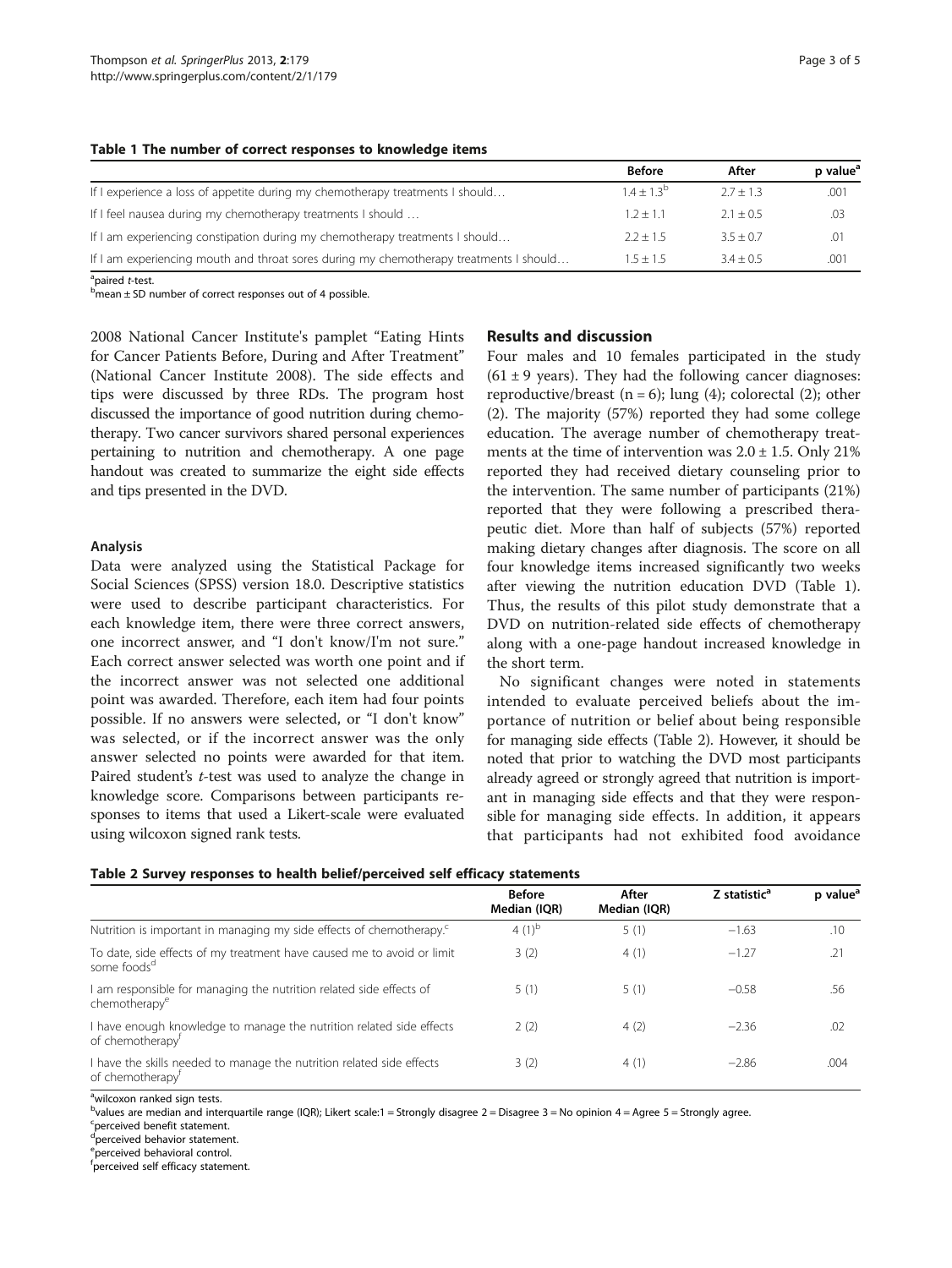**Table 1 The number of correct responses to knowledge items**

| | Before | After | p value[a] |
|---|---|---|---|
| If I experience a loss of appetite during my chemotherapy treatments I should… | 1.4 ± 1.3[b] | 2.7 ± 1.3 | .001 |
| If I feel nausea during my chemotherapy treatments I should … | 1.2 ± 1.1 | 2.1 ± 0.5 | .03 |
| If I am experiencing constipation during my chemotherapy treatments I should… | 2.2 ± 1.5 | 3.5 ± 0.7 | .01 |
| If I am experiencing mouth and throat sores during my chemotherapy treatments I should… | 1.5 ± 1.5 | 3.4 ± 0.5 | .001 |

[a]paired *t*-test.
[b]mean ± SD number of correct responses out of 4 possible.

2008 National Cancer Institute's pamplet "Eating Hints for Cancer Patients Before, During and After Treatment" (National Cancer Institute 2008). The side effects and tips were discussed by three RDs. The program host discussed the importance of good nutrition during chemotherapy. Two cancer survivors shared personal experiences pertaining to nutrition and chemotherapy. A one page handout was created to summarize the eight side effects and tips presented in the DVD.

### Analysis

Data were analyzed using the Statistical Package for Social Sciences (SPSS) version 18.0. Descriptive statistics were used to describe participant characteristics. For each knowledge item, there were three correct answers, one incorrect answer, and "I don't know/I'm not sure." Each correct answer selected was worth one point and if the incorrect answer was not selected one additional point was awarded. Therefore, each item had four points possible. If no answers were selected, or "I don't know" was selected, or if the incorrect answer was the only answer selected no points were awarded for that item. Paired student's *t*-test was used to analyze the change in knowledge score. Comparisons between participants responses to items that used a Likert-scale were evaluated using wilcoxon signed rank tests.

## Results and discussion

Four males and 10 females participated in the study (61 ± 9 years). They had the following cancer diagnoses: reproductive/breast (n = 6); lung (4); colorectal (2); other (2). The majority (57%) reported they had some college education. The average number of chemotherapy treatments at the time of intervention was 2.0 ± 1.5. Only 21% reported they had received dietary counseling prior to the intervention. The same number of participants (21%) reported that they were following a prescribed therapeutic diet. More than half of subjects (57%) reported making dietary changes after diagnosis. The score on all four knowledge items increased significantly two weeks after viewing the nutrition education DVD (Table 1). Thus, the results of this pilot study demonstrate that a DVD on nutrition-related side effects of chemotherapy along with a one-page handout increased knowledge in the short term.

No significant changes were noted in statements intended to evaluate perceived beliefs about the importance of nutrition or belief about being responsible for managing side effects (Table 2). However, it should be noted that prior to watching the DVD most participants already agreed or strongly agreed that nutrition is important in managing side effects and that they were responsible for managing side effects. In addition, it appears that participants had not exhibited food avoidance

**Table 2 Survey responses to health belief/perceived self efficacy statements**

| | Before Median (IQR) | After Median (IQR) | Z statistic[a] | p value[a] |
|---|---|---|---|---|
| Nutrition is important in managing my side effects of chemotherapy.[c] | 4 (1)[b] | 5 (1) | −1.63 | .10 |
| To date, side effects of my treatment have caused me to avoid or limit some foods[d] | 3 (2) | 4 (1) | −1.27 | .21 |
| I am responsible for managing the nutrition related side effects of chemotherapy[e] | 5 (1) | 5 (1) | −0.58 | .56 |
| I have enough knowledge to manage the nutrition related side effects of chemotherapy[f] | 2 (2) | 4 (2) | −2.36 | .02 |
| I have the skills needed to manage the nutrition related side effects of chemotherapy[f] | 3 (2) | 4 (1) | −2.86 | .004 |

[a]wilcoxon ranked sign tests.
[b]values are median and interquartile range (IQR); Likert scale:1 = Strongly disagree 2 = Disagree 3 = No opinion 4 = Agree 5 = Strongly agree.
[c]perceived benefit statement.
[d]perceived behavior statement.
[e]perceived behavioral control.
[f]perceived self efficacy statement.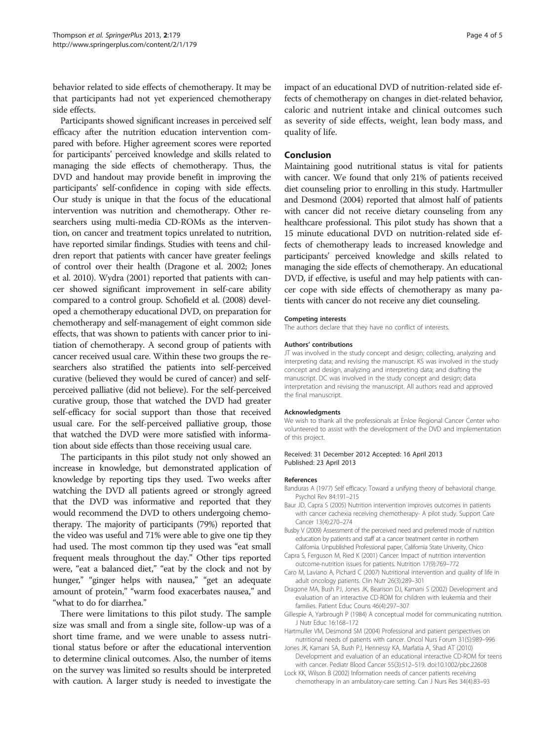behavior related to side effects of chemotherapy. It may be that participants had not yet experienced chemotherapy side effects.

Participants showed significant increases in perceived self efficacy after the nutrition education intervention compared with before. Higher agreement scores were reported for participants' perceived knowledge and skills related to managing the side effects of chemotherapy. Thus, the DVD and handout may provide benefit in improving the participants' self-confidence in coping with side effects. Our study is unique in that the focus of the educational intervention was nutrition and chemotherapy. Other researchers using multi-media CD-ROMs as the intervention, on cancer and treatment topics unrelated to nutrition, have reported similar findings. Studies with teens and children report that patients with cancer have greater feelings of control over their health (Dragone et al. 2002; Jones et al. 2010). Wydra (2001) reported that patients with cancer showed significant improvement in self-care ability compared to a control group. Schofield et al. (2008) developed a chemotherapy educational DVD, on preparation for chemotherapy and self-management of eight common side effects, that was shown to patients with cancer prior to initiation of chemotherapy. A second group of patients with cancer received usual care. Within these two groups the researchers also stratified the patients into self-perceived curative (believed they would be cured of cancer) and self-perceived palliative (did not believe). For the self-perceived curative group, those that watched the DVD had greater self-efficacy for social support than those that received usual care. For the self-perceived palliative group, those that watched the DVD were more satisfied with information about side effects than those receiving usual care.

The participants in this pilot study not only showed an increase in knowledge, but demonstrated application of knowledge by reporting tips they used. Two weeks after watching the DVD all patients agreed or strongly agreed that the DVD was informative and reported that they would recommend the DVD to others undergoing chemotherapy. The majority of participants (79%) reported that the video was useful and 71% were able to give one tip they had used. The most common tip they used was "eat small frequent meals throughout the day." Other tips reported were, "eat a balanced diet," "eat by the clock and not by hunger," "ginger helps with nausea," "get an adequate amount of protein," "warm food exacerbates nausea," and "what to do for diarrhea."

There were limitations to this pilot study. The sample size was small and from a single site, follow-up was of a short time frame, and we were unable to assess nutritional status before or after the educational intervention to determine clinical outcomes. Also, the number of items on the survey was limited so results should be interpreted with caution. A larger study is needed to investigate the impact of an educational DVD of nutrition-related side effects of chemotherapy on changes in diet-related behavior, caloric and nutrient intake and clinical outcomes such as severity of side effects, weight, lean body mass, and quality of life.

## Conclusion

Maintaining good nutritional status is vital for patients with cancer. We found that only 21% of patients received diet counseling prior to enrolling in this study. Hartmuller and Desmond (2004) reported that almost half of patients with cancer did not receive dietary counseling from any healthcare professional. This pilot study has shown that a 15 minute educational DVD on nutrition-related side effects of chemotherapy leads to increased knowledge and participants' perceived knowledge and skills related to managing the side effects of chemotherapy. An educational DVD, if effective, is useful and may help patients with cancer cope with side effects of chemotherapy as many patients with cancer do not receive any diet counseling.

#### Competing interests

The authors declare that they have no conflict of interests.

#### Authors' contributions

JT was involved in the study concept and design; collecting, analyzing and interpreting data; and revising the manuscript. KS was involved in the study concept and design, analyzing and interpreting data; and drafting the manuscript. DC was involved in the study concept and design; data interpretation and revising the manuscript. All authors read and approved the final manuscript.

#### Acknowledgments

We wish to thank all the professionals at Enloe Regional Cancer Center who volunteered to assist with the development of the DVD and implementation of this project.

Received: 31 December 2012 Accepted: 16 April 2013
Published: 23 April 2013

#### References

Banduras A (1977) Self efficacy: Toward a unifying theory of behavioral change. Psychol Rev 84:191–215

Baur JD, Capra S (2005) Nutrition intervention improves outcomes in patients with cancer cachexia receiving chemotherapy- A pilot study. Support Care Cancer 13(4):270–274

Busby V (2009) Assessment of the perceived need and preferred mode of nutrition education by patients and staff at a cancer treatment center in northern California. Unpublished Professional paper, California State Univerity, Chico

Capra S, Ferguson M, Ried K (2001) Cancer: Impact of nutrition intervention outcome-nutrition issues for patients. Nutrition 17(9):769–772

Caro M, Laviano A, Pichard C (2007) Nutritional intervention and quality of life in adult oncology patients. Clin Nutr 26(3):289–301

Dragone MA, Bush PJ, Jones JK, Bearison DJ, Kamani S (2002) Development and evaluation of an interactive CD-ROM for children with leukemia and their families. Patient Educ Couns 46(4):297–307

Gillespie A, Yarbrough P (1984) A conceptual model for communicating nutrition. J Nutr Educ 16:168–172

Hartmuller VM, Desmond SM (2004) Professional and patient perspectives on nutritional needs of patients with cancer. Oncol Nurs Forum 31(5):989–996

Jones JK, Kamani SA, Bush PJ, Hennessy KA, Marfatia A, Shad AT (2010) Development and evaluation of an educational interactive CD-ROM for teens with cancer. Pediatr Blood Cancer 55(3):512–519. doi:10.1002/pbc.22608

Lock KK, Wilson B (2002) Information needs of cancer patients receiving chemotherapy in an ambulatory-care setting. Can J Nurs Res 34(4):83–93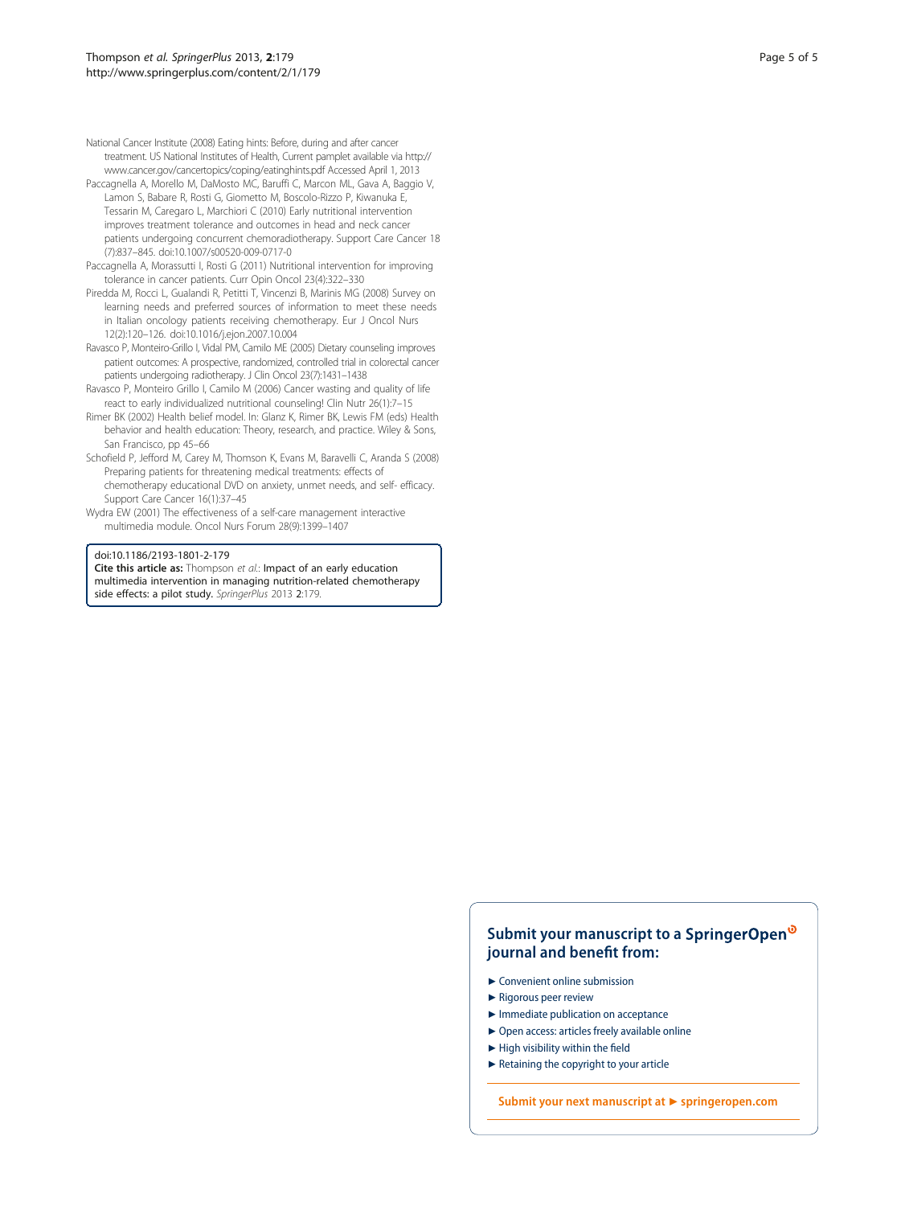National Cancer Institute (2008) Eating hints: Before, during and after cancer treatment. US National Institutes of Health, Current pamplet available via http://www.cancer.gov/cancertopics/coping/eatinghints.pdf Accessed April 1, 2013

Paccagnella A, Morello M, DaMosto MC, Baruffi C, Marcon ML, Gava A, Baggio V, Lamon S, Babare R, Rosti G, Giometto M, Boscolo-Rizzo P, Kiwanuka E, Tessarin M, Caregaro L, Marchiori C (2010) Early nutritional intervention improves treatment tolerance and outcomes in head and neck cancer patients undergoing concurrent chemoradiotherapy. Support Care Cancer 18 (7):837–845. doi:10.1007/s00520-009-0717-0

Paccagnella A, Morassutti I, Rosti G (2011) Nutritional intervention for improving tolerance in cancer patients. Curr Opin Oncol 23(4):322–330

Piredda M, Rocci L, Gualandi R, Petitti T, Vincenzi B, Marinis MG (2008) Survey on learning needs and preferred sources of information to meet these needs in Italian oncology patients receiving chemotherapy. Eur J Oncol Nurs 12(2):120–126. doi:10.1016/j.ejon.2007.10.004

Ravasco P, Monteiro-Grillo I, Vidal PM, Camilo ME (2005) Dietary counseling improves patient outcomes: A prospective, randomized, controlled trial in colorectal cancer patients undergoing radiotherapy. J Clin Oncol 23(7):1431–1438

Ravasco P, Monteiro Grillo I, Camilo M (2006) Cancer wasting and quality of life react to early individualized nutritional counseling! Clin Nutr 26(1):7–15

Rimer BK (2002) Health belief model. In: Glanz K, Rimer BK, Lewis FM (eds) Health behavior and health education: Theory, research, and practice. Wiley & Sons, San Francisco, pp 45–66

Schofield P, Jefford M, Carey M, Thomson K, Evans M, Baravelli C, Aranda S (2008) Preparing patients for threatening medical treatments: effects of chemotherapy educational DVD on anxiety, unmet needs, and self- efficacy. Support Care Cancer 16(1):37–45

Wydra EW (2001) The effectiveness of a self-care management interactive multimedia module. Oncol Nurs Forum 28(9):1399–1407

doi:10.1186/2193-1801-2-179

**Cite this article as:** Thompson *et al.*: Impact of an early education multimedia intervention in managing nutrition-related chemotherapy side effects: a pilot study. *SpringerPlus* 2013 **2**:179.

**Submit your manuscript to a SpringerOpen journal and benefit from:**

- ► Convenient online submission
- ► Rigorous peer review
- ► Immediate publication on acceptance
- ► Open access: articles freely available online
- ► High visibility within the field
- ► Retaining the copyright to your article

**Submit your next manuscript at ► springeropen.com**